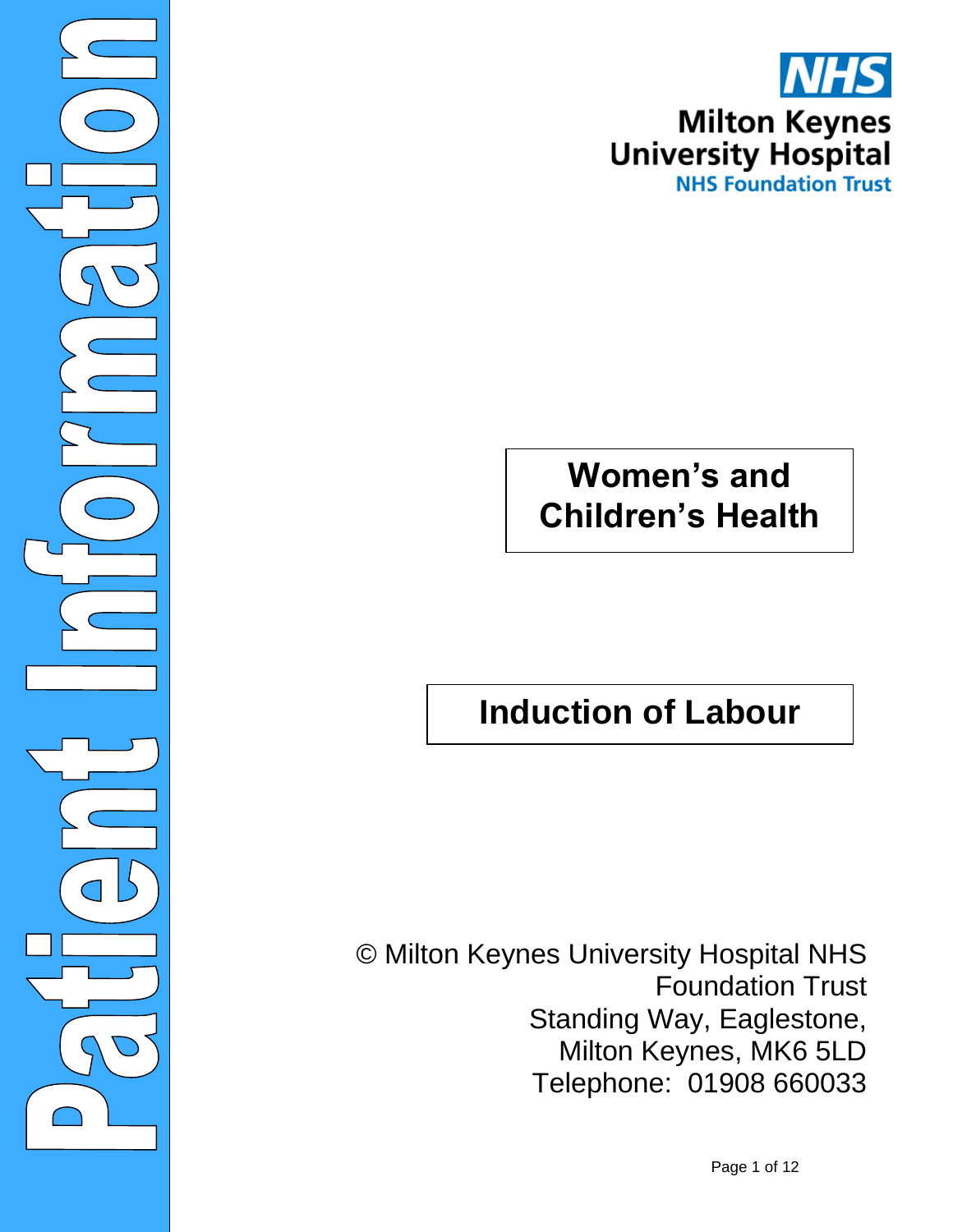Patient Information

**NHS**

**Milton Keynes University Hospital**
**NHS Foundation Trust**

## Women's and Children's Health

# Induction of Labour

© Milton Keynes University Hospital NHS Foundation Trust
Standing Way, Eaglestone,
Milton Keynes, MK6 5LD
Telephone: 01908 660033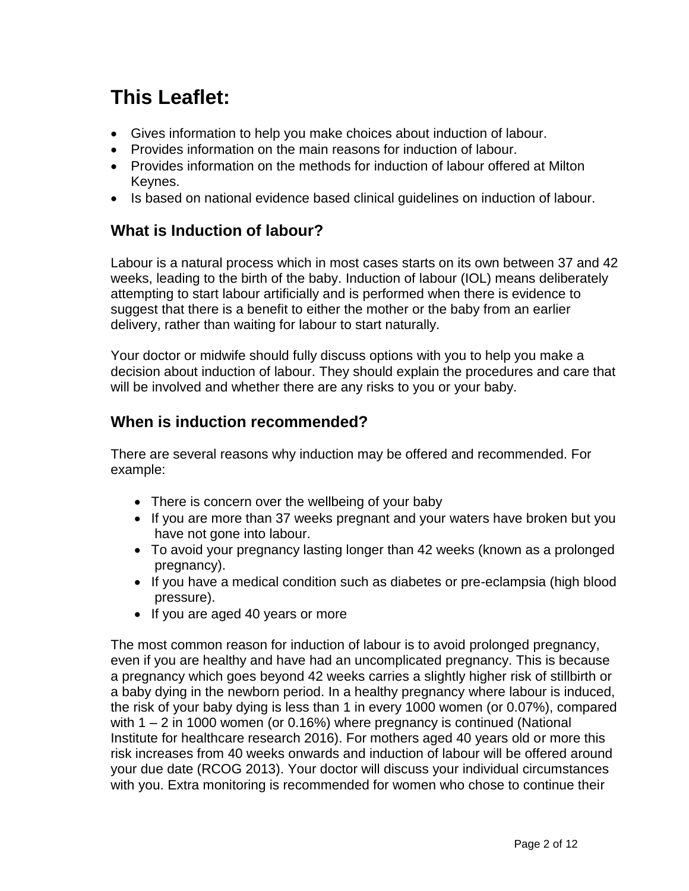# This Leaflet:

- Gives information to help you make choices about induction of labour.
- Provides information on the main reasons for induction of labour.
- Provides information on the methods for induction of labour offered at Milton Keynes.
- Is based on national evidence based clinical guidelines on induction of labour.

## What is Induction of labour?

Labour is a natural process which in most cases starts on its own between 37 and 42 weeks, leading to the birth of the baby. Induction of labour (IOL) means deliberately attempting to start labour artificially and is performed when there is evidence to suggest that there is a benefit to either the mother or the baby from an earlier delivery, rather than waiting for labour to start naturally.

Your doctor or midwife should fully discuss options with you to help you make a decision about induction of labour. They should explain the procedures and care that will be involved and whether there are any risks to you or your baby.

## When is induction recommended?

There are several reasons why induction may be offered and recommended. For example:

- There is concern over the wellbeing of your baby
- If you are more than 37 weeks pregnant and your waters have broken but you have not gone into labour.
- To avoid your pregnancy lasting longer than 42 weeks (known as a prolonged pregnancy).
- If you have a medical condition such as diabetes or pre-eclampsia (high blood pressure).
- If you are aged 40 years or more

The most common reason for induction of labour is to avoid prolonged pregnancy, even if you are healthy and have had an uncomplicated pregnancy. This is because a pregnancy which goes beyond 42 weeks carries a slightly higher risk of stillbirth or a baby dying in the newborn period. In a healthy pregnancy where labour is induced, the risk of your baby dying is less than 1 in every 1000 women (or 0.07%), compared with 1 – 2 in 1000 women (or 0.16%) where pregnancy is continued (National Institute for healthcare research 2016). For mothers aged 40 years old or more this risk increases from 40 weeks onwards and induction of labour will be offered around your due date (RCOG 2013). Your doctor will discuss your individual circumstances with you. Extra monitoring is recommended for women who chose to continue their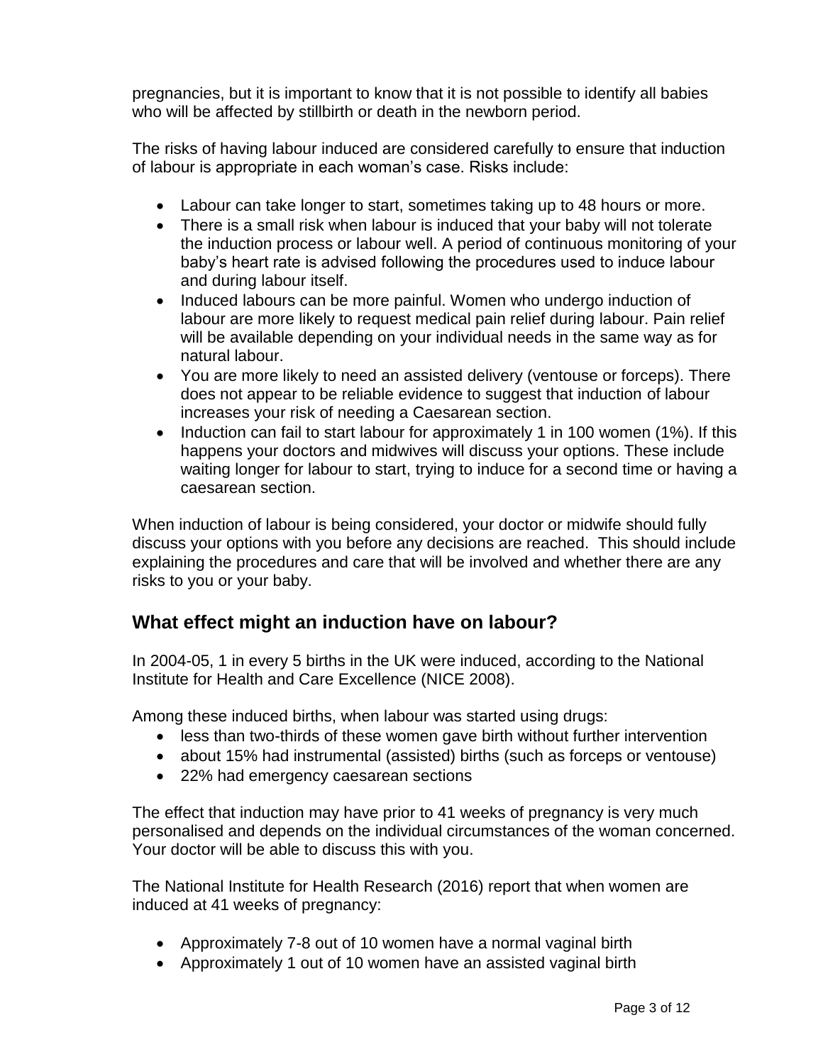pregnancies, but it is important to know that it is not possible to identify all babies who will be affected by stillbirth or death in the newborn period.

The risks of having labour induced are considered carefully to ensure that induction of labour is appropriate in each woman's case. Risks include:

- Labour can take longer to start, sometimes taking up to 48 hours or more.
- There is a small risk when labour is induced that your baby will not tolerate the induction process or labour well. A period of continuous monitoring of your baby's heart rate is advised following the procedures used to induce labour and during labour itself.
- Induced labours can be more painful. Women who undergo induction of labour are more likely to request medical pain relief during labour. Pain relief will be available depending on your individual needs in the same way as for natural labour.
- You are more likely to need an assisted delivery (ventouse or forceps). There does not appear to be reliable evidence to suggest that induction of labour increases your risk of needing a Caesarean section.
- Induction can fail to start labour for approximately 1 in 100 women (1%). If this happens your doctors and midwives will discuss your options. These include waiting longer for labour to start, trying to induce for a second time or having a caesarean section.

When induction of labour is being considered, your doctor or midwife should fully discuss your options with you before any decisions are reached. This should include explaining the procedures and care that will be involved and whether there are any risks to you or your baby.

## What effect might an induction have on labour?

In 2004-05, 1 in every 5 births in the UK were induced, according to the National Institute for Health and Care Excellence (NICE 2008).

Among these induced births, when labour was started using drugs:

- less than two-thirds of these women gave birth without further intervention
- about 15% had instrumental (assisted) births (such as forceps or ventouse)
- 22% had emergency caesarean sections

The effect that induction may have prior to 41 weeks of pregnancy is very much personalised and depends on the individual circumstances of the woman concerned. Your doctor will be able to discuss this with you.

The National Institute for Health Research (2016) report that when women are induced at 41 weeks of pregnancy:

- Approximately 7-8 out of 10 women have a normal vaginal birth
- Approximately 1 out of 10 women have an assisted vaginal birth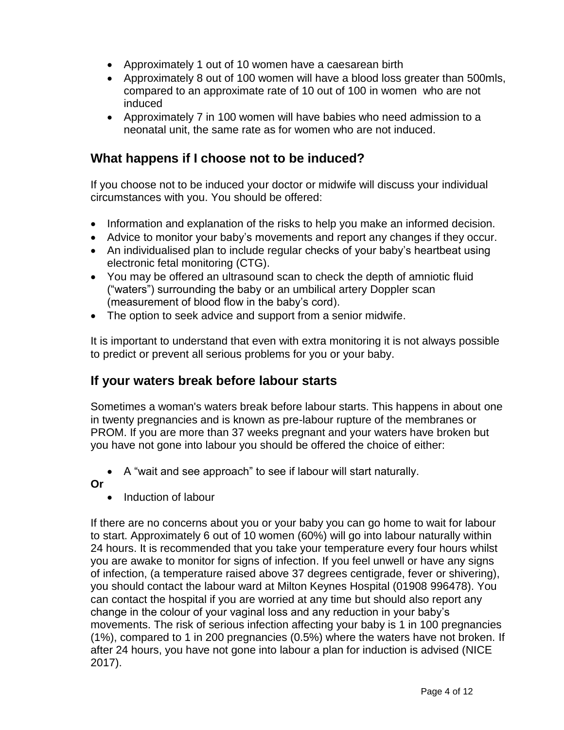- Approximately 1 out of 10 women have a caesarean birth
- Approximately 8 out of 100 women will have a blood loss greater than 500mls, compared to an approximate rate of 10 out of 100 in women who are not induced
- Approximately 7 in 100 women will have babies who need admission to a neonatal unit, the same rate as for women who are not induced.

## What happens if I choose not to be induced?

If you choose not to be induced your doctor or midwife will discuss your individual circumstances with you. You should be offered:

- Information and explanation of the risks to help you make an informed decision.
- Advice to monitor your baby's movements and report any changes if they occur.
- An individualised plan to include regular checks of your baby's heartbeat using electronic fetal monitoring (CTG).
- You may be offered an ultrasound scan to check the depth of amniotic fluid ("waters") surrounding the baby or an umbilical artery Doppler scan (measurement of blood flow in the baby's cord).
- The option to seek advice and support from a senior midwife.

It is important to understand that even with extra monitoring it is not always possible to predict or prevent all serious problems for you or your baby.

## If your waters break before labour starts

Sometimes a woman's waters break before labour starts. This happens in about one in twenty pregnancies and is known as pre-labour rupture of the membranes or PROM. If you are more than 37 weeks pregnant and your waters have broken but you have not gone into labour you should be offered the choice of either:

- A "wait and see approach" to see if labour will start naturally.

**Or**

- Induction of labour

If there are no concerns about you or your baby you can go home to wait for labour to start. Approximately 6 out of 10 women (60%) will go into labour naturally within 24 hours. It is recommended that you take your temperature every four hours whilst you are awake to monitor for signs of infection. If you feel unwell or have any signs of infection, (a temperature raised above 37 degrees centigrade, fever or shivering), you should contact the labour ward at Milton Keynes Hospital (01908 996478). You can contact the hospital if you are worried at any time but should also report any change in the colour of your vaginal loss and any reduction in your baby's movements. The risk of serious infection affecting your baby is 1 in 100 pregnancies (1%), compared to 1 in 200 pregnancies (0.5%) where the waters have not broken. If after 24 hours, you have not gone into labour a plan for induction is advised (NICE 2017).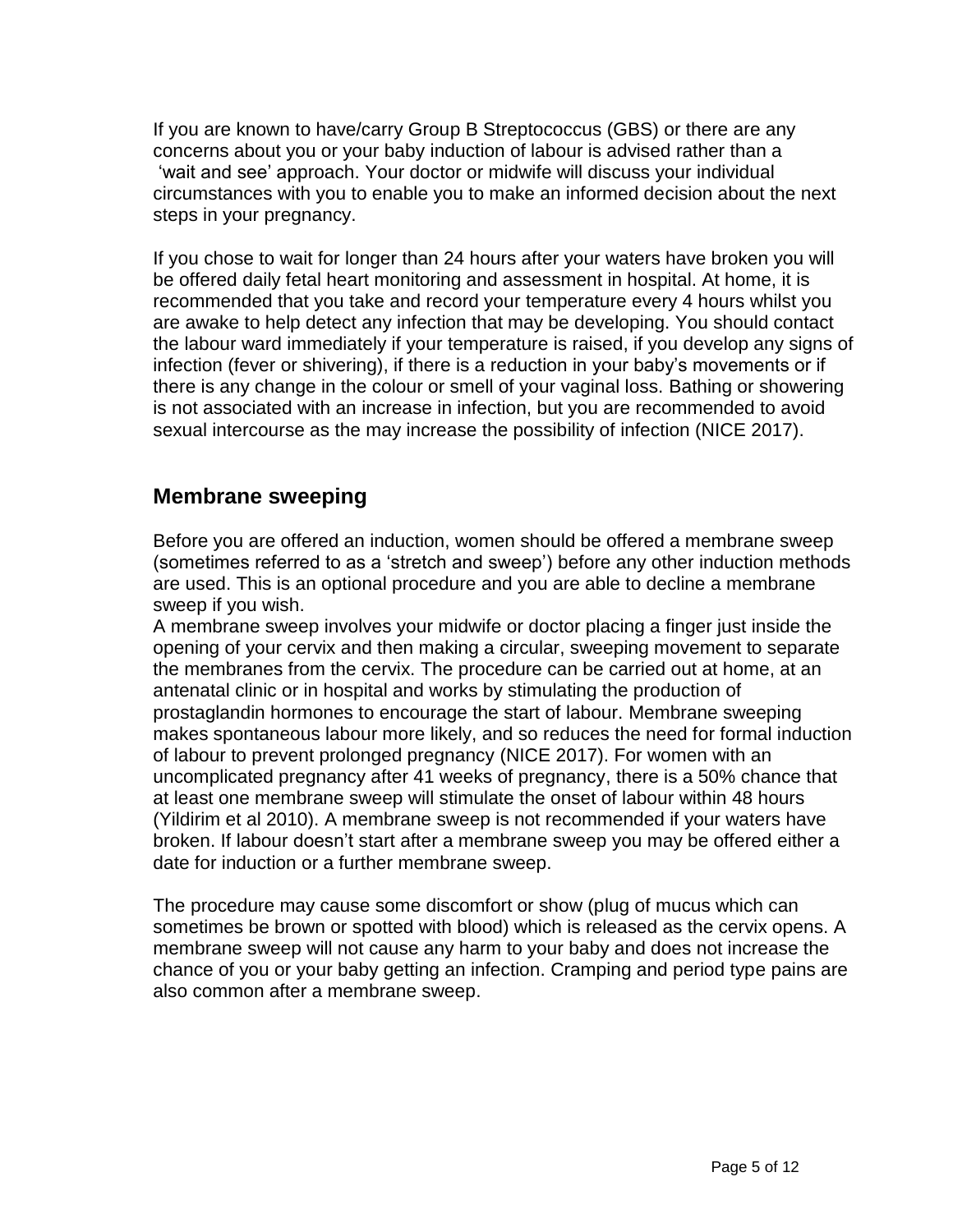If you are known to have/carry Group B Streptococcus (GBS) or there are any concerns about you or your baby induction of labour is advised rather than a 'wait and see' approach. Your doctor or midwife will discuss your individual circumstances with you to enable you to make an informed decision about the next steps in your pregnancy.

If you chose to wait for longer than 24 hours after your waters have broken you will be offered daily fetal heart monitoring and assessment in hospital. At home, it is recommended that you take and record your temperature every 4 hours whilst you are awake to help detect any infection that may be developing. You should contact the labour ward immediately if your temperature is raised, if you develop any signs of infection (fever or shivering), if there is a reduction in your baby's movements or if there is any change in the colour or smell of your vaginal loss. Bathing or showering is not associated with an increase in infection, but you are recommended to avoid sexual intercourse as the may increase the possibility of infection (NICE 2017).

## Membrane sweeping

Before you are offered an induction, women should be offered a membrane sweep (sometimes referred to as a 'stretch and sweep') before any other induction methods are used. This is an optional procedure and you are able to decline a membrane sweep if you wish.
A membrane sweep involves your midwife or doctor placing a finger just inside the opening of your cervix and then making a circular, sweeping movement to separate the membranes from the cervix. The procedure can be carried out at home, at an antenatal clinic or in hospital and works by stimulating the production of prostaglandin hormones to encourage the start of labour. Membrane sweeping makes spontaneous labour more likely, and so reduces the need for formal induction of labour to prevent prolonged pregnancy (NICE 2017). For women with an uncomplicated pregnancy after 41 weeks of pregnancy, there is a 50% chance that at least one membrane sweep will stimulate the onset of labour within 48 hours (Yildirim et al 2010). A membrane sweep is not recommended if your waters have broken. If labour doesn't start after a membrane sweep you may be offered either a date for induction or a further membrane sweep.

The procedure may cause some discomfort or show (plug of mucus which can sometimes be brown or spotted with blood) which is released as the cervix opens. A membrane sweep will not cause any harm to your baby and does not increase the chance of you or your baby getting an infection. Cramping and period type pains are also common after a membrane sweep.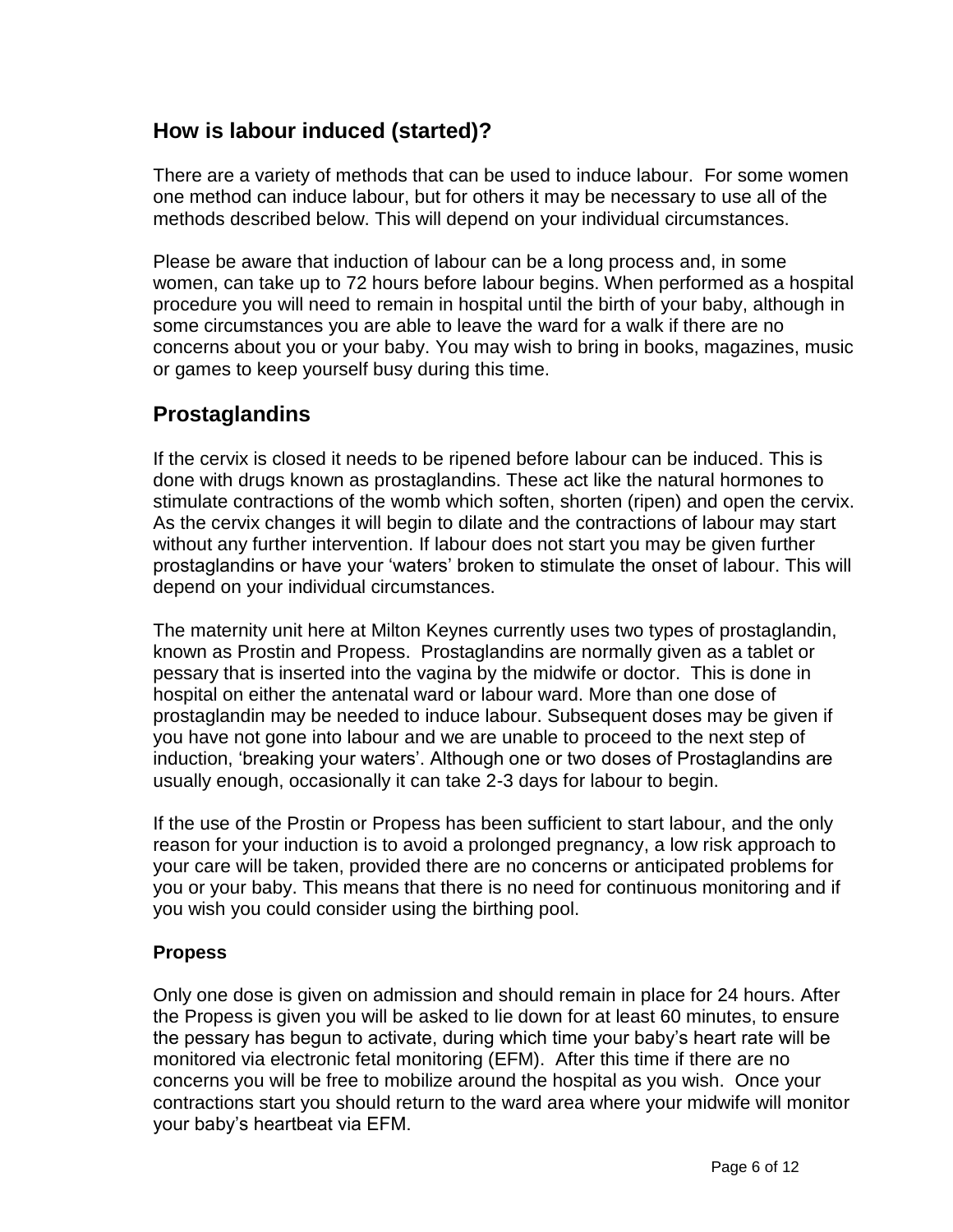## How is labour induced (started)?

There are a variety of methods that can be used to induce labour. For some women one method can induce labour, but for others it may be necessary to use all of the methods described below. This will depend on your individual circumstances.

Please be aware that induction of labour can be a long process and, in some women, can take up to 72 hours before labour begins. When performed as a hospital procedure you will need to remain in hospital until the birth of your baby, although in some circumstances you are able to leave the ward for a walk if there are no concerns about you or your baby. You may wish to bring in books, magazines, music or games to keep yourself busy during this time.

## Prostaglandins

If the cervix is closed it needs to be ripened before labour can be induced. This is done with drugs known as prostaglandins. These act like the natural hormones to stimulate contractions of the womb which soften, shorten (ripen) and open the cervix. As the cervix changes it will begin to dilate and the contractions of labour may start without any further intervention. If labour does not start you may be given further prostaglandins or have your 'waters' broken to stimulate the onset of labour. This will depend on your individual circumstances.

The maternity unit here at Milton Keynes currently uses two types of prostaglandin, known as Prostin and Propess. Prostaglandins are normally given as a tablet or pessary that is inserted into the vagina by the midwife or doctor. This is done in hospital on either the antenatal ward or labour ward. More than one dose of prostaglandin may be needed to induce labour. Subsequent doses may be given if you have not gone into labour and we are unable to proceed to the next step of induction, 'breaking your waters'. Although one or two doses of Prostaglandins are usually enough, occasionally it can take 2-3 days for labour to begin.

If the use of the Prostin or Propess has been sufficient to start labour, and the only reason for your induction is to avoid a prolonged pregnancy, a low risk approach to your care will be taken, provided there are no concerns or anticipated problems for you or your baby. This means that there is no need for continuous monitoring and if you wish you could consider using the birthing pool.

### Propess

Only one dose is given on admission and should remain in place for 24 hours. After the Propess is given you will be asked to lie down for at least 60 minutes, to ensure the pessary has begun to activate, during which time your baby's heart rate will be monitored via electronic fetal monitoring (EFM). After this time if there are no concerns you will be free to mobilize around the hospital as you wish. Once your contractions start you should return to the ward area where your midwife will monitor your baby's heartbeat via EFM.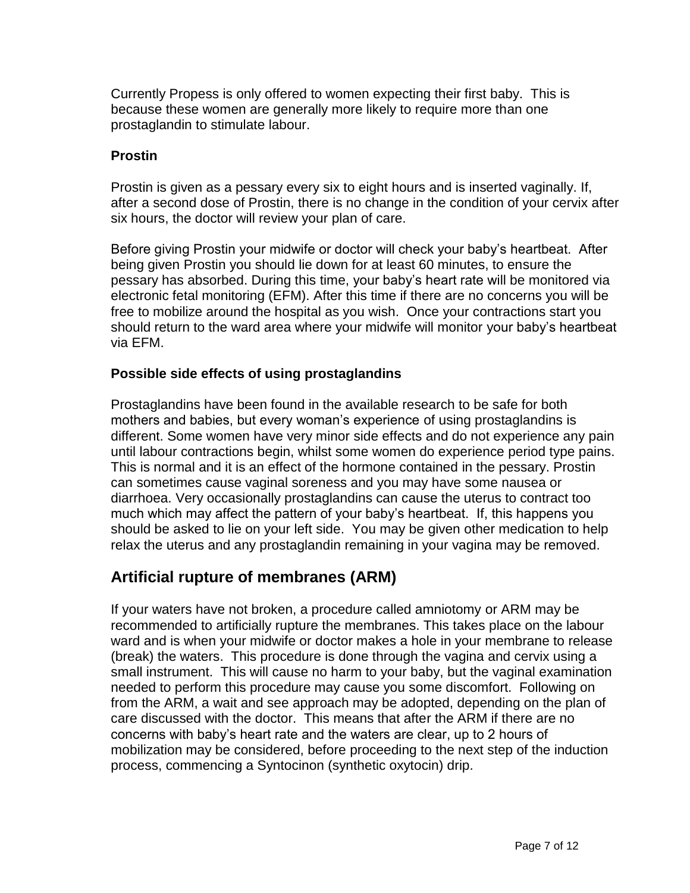Currently Propess is only offered to women expecting their first baby. This is because these women are generally more likely to require more than one prostaglandin to stimulate labour.

### Prostin

Prostin is given as a pessary every six to eight hours and is inserted vaginally. If, after a second dose of Prostin, there is no change in the condition of your cervix after six hours, the doctor will review your plan of care.

Before giving Prostin your midwife or doctor will check your baby's heartbeat. After being given Prostin you should lie down for at least 60 minutes, to ensure the pessary has absorbed. During this time, your baby's heart rate will be monitored via electronic fetal monitoring (EFM). After this time if there are no concerns you will be free to mobilize around the hospital as you wish. Once your contractions start you should return to the ward area where your midwife will monitor your baby's heartbeat via EFM.

### Possible side effects of using prostaglandins

Prostaglandins have been found in the available research to be safe for both mothers and babies, but every woman's experience of using prostaglandins is different. Some women have very minor side effects and do not experience any pain until labour contractions begin, whilst some women do experience period type pains. This is normal and it is an effect of the hormone contained in the pessary. Prostin can sometimes cause vaginal soreness and you may have some nausea or diarrhoea. Very occasionally prostaglandins can cause the uterus to contract too much which may affect the pattern of your baby's heartbeat. If, this happens you should be asked to lie on your left side. You may be given other medication to help relax the uterus and any prostaglandin remaining in your vagina may be removed.

## Artificial rupture of membranes (ARM)

If your waters have not broken, a procedure called amniotomy or ARM may be recommended to artificially rupture the membranes. This takes place on the labour ward and is when your midwife or doctor makes a hole in your membrane to release (break) the waters. This procedure is done through the vagina and cervix using a small instrument. This will cause no harm to your baby, but the vaginal examination needed to perform this procedure may cause you some discomfort. Following on from the ARM, a wait and see approach may be adopted, depending on the plan of care discussed with the doctor. This means that after the ARM if there are no concerns with baby's heart rate and the waters are clear, up to 2 hours of mobilization may be considered, before proceeding to the next step of the induction process, commencing a Syntocinon (synthetic oxytocin) drip.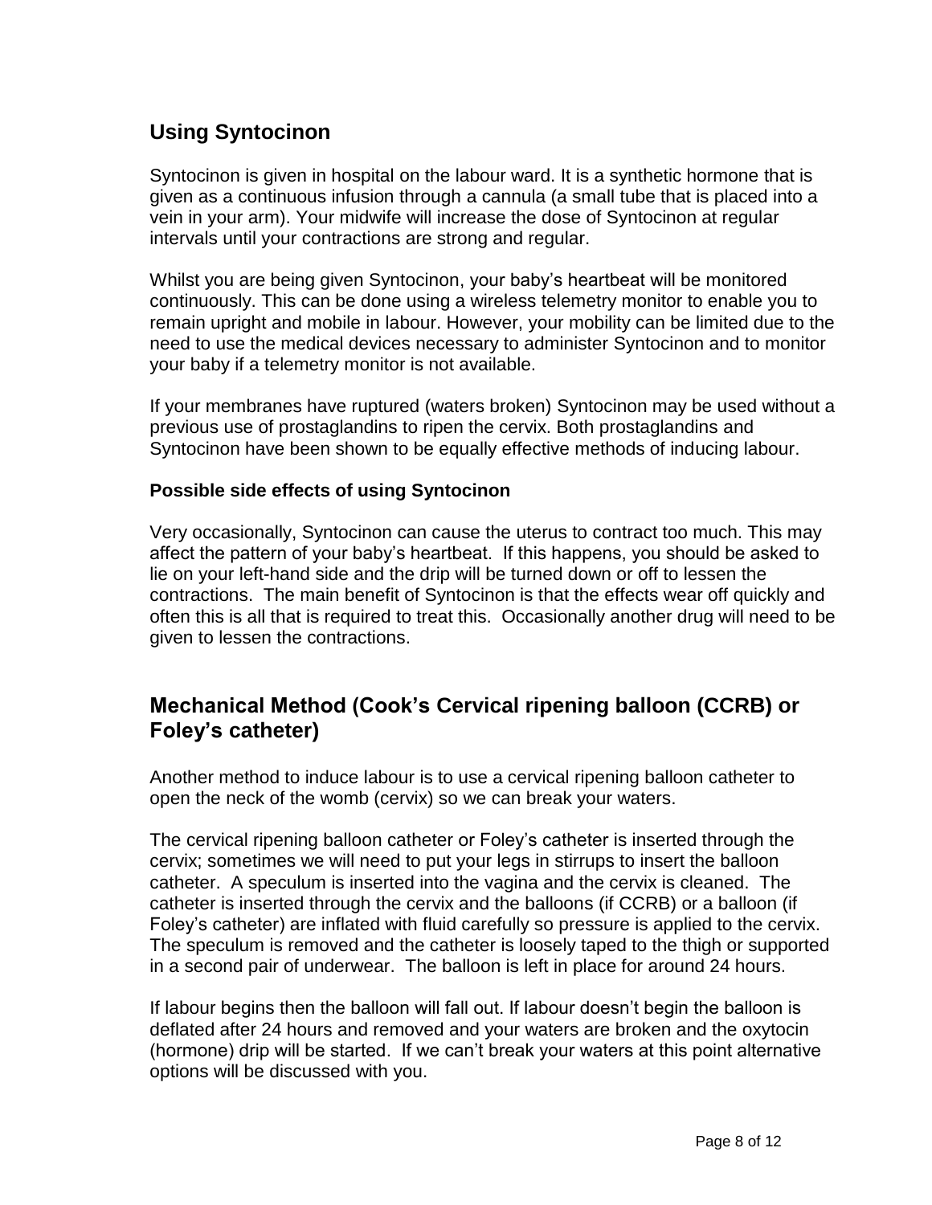## Using Syntocinon

Syntocinon is given in hospital on the labour ward. It is a synthetic hormone that is given as a continuous infusion through a cannula (a small tube that is placed into a vein in your arm). Your midwife will increase the dose of Syntocinon at regular intervals until your contractions are strong and regular.

Whilst you are being given Syntocinon, your baby's heartbeat will be monitored continuously. This can be done using a wireless telemetry monitor to enable you to remain upright and mobile in labour. However, your mobility can be limited due to the need to use the medical devices necessary to administer Syntocinon and to monitor your baby if a telemetry monitor is not available.

If your membranes have ruptured (waters broken) Syntocinon may be used without a previous use of prostaglandins to ripen the cervix. Both prostaglandins and Syntocinon have been shown to be equally effective methods of inducing labour.

### Possible side effects of using Syntocinon

Very occasionally, Syntocinon can cause the uterus to contract too much. This may affect the pattern of your baby's heartbeat. If this happens, you should be asked to lie on your left-hand side and the drip will be turned down or off to lessen the contractions. The main benefit of Syntocinon is that the effects wear off quickly and often this is all that is required to treat this. Occasionally another drug will need to be given to lessen the contractions.

## Mechanical Method (Cook's Cervical ripening balloon (CCRB) or Foley's catheter)

Another method to induce labour is to use a cervical ripening balloon catheter to open the neck of the womb (cervix) so we can break your waters.

The cervical ripening balloon catheter or Foley's catheter is inserted through the cervix; sometimes we will need to put your legs in stirrups to insert the balloon catheter. A speculum is inserted into the vagina and the cervix is cleaned. The catheter is inserted through the cervix and the balloons (if CCRB) or a balloon (if Foley's catheter) are inflated with fluid carefully so pressure is applied to the cervix. The speculum is removed and the catheter is loosely taped to the thigh or supported in a second pair of underwear. The balloon is left in place for around 24 hours.

If labour begins then the balloon will fall out. If labour doesn't begin the balloon is deflated after 24 hours and removed and your waters are broken and the oxytocin (hormone) drip will be started. If we can't break your waters at this point alternative options will be discussed with you.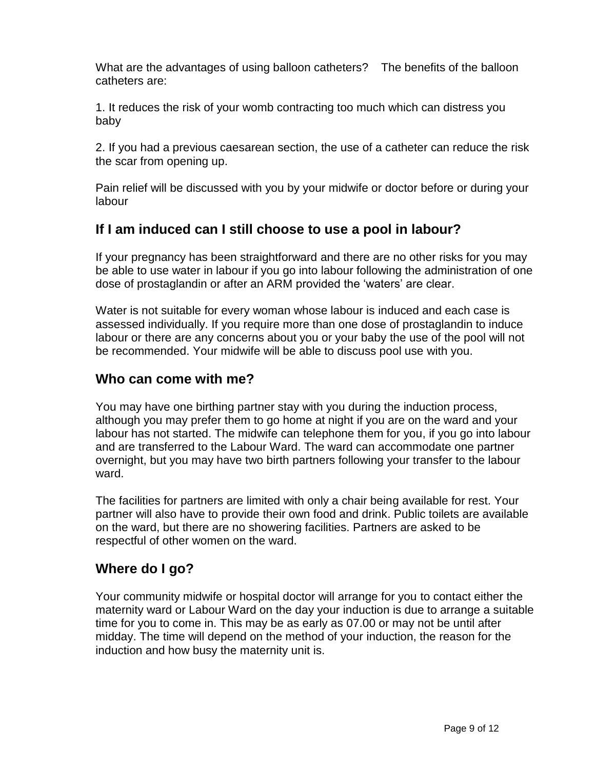What are the advantages of using balloon catheters?   The benefits of the balloon catheters are:

1. It reduces the risk of your womb contracting too much which can distress you baby

2. If you had a previous caesarean section, the use of a catheter can reduce the risk the scar from opening up.

Pain relief will be discussed with you by your midwife or doctor before or during your labour

## If I am induced can I still choose to use a pool in labour?

If your pregnancy has been straightforward and there are no other risks for you may be able to use water in labour if you go into labour following the administration of one dose of prostaglandin or after an ARM provided the 'waters' are clear.

Water is not suitable for every woman whose labour is induced and each case is assessed individually. If you require more than one dose of prostaglandin to induce labour or there are any concerns about you or your baby the use of the pool will not be recommended. Your midwife will be able to discuss pool use with you.

## Who can come with me?

You may have one birthing partner stay with you during the induction process, although you may prefer them to go home at night if you are on the ward and your labour has not started. The midwife can telephone them for you, if you go into labour and are transferred to the Labour Ward. The ward can accommodate one partner overnight, but you may have two birth partners following your transfer to the labour ward.

The facilities for partners are limited with only a chair being available for rest. Your partner will also have to provide their own food and drink. Public toilets are available on the ward, but there are no showering facilities. Partners are asked to be respectful of other women on the ward.

## Where do I go?

Your community midwife or hospital doctor will arrange for you to contact either the maternity ward or Labour Ward on the day your induction is due to arrange a suitable time for you to come in. This may be as early as 07.00 or may not be until after midday. The time will depend on the method of your induction, the reason for the induction and how busy the maternity unit is.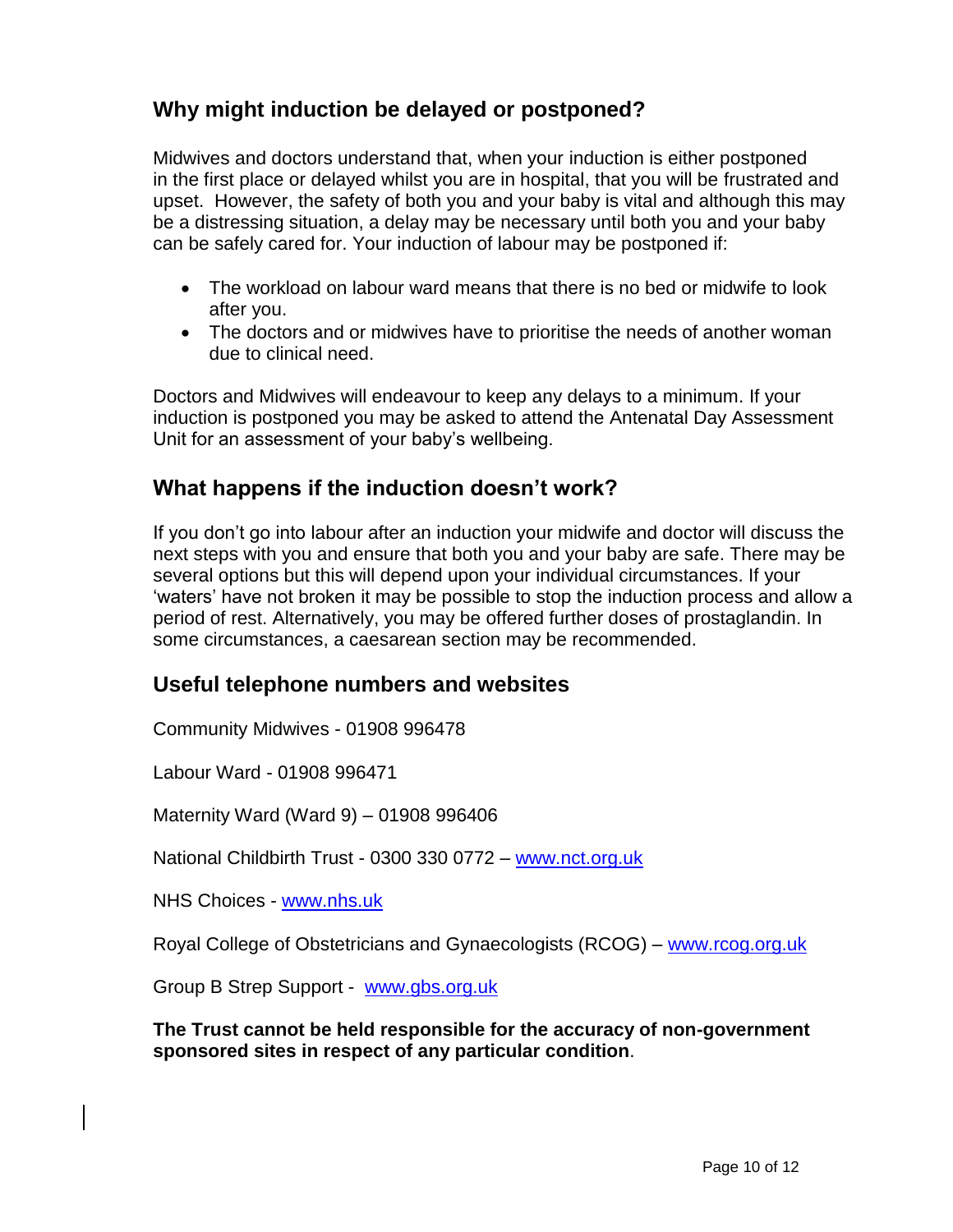## Why might induction be delayed or postponed?

Midwives and doctors understand that, when your induction is either postponed in the first place or delayed whilst you are in hospital, that you will be frustrated and upset. However, the safety of both you and your baby is vital and although this may be a distressing situation, a delay may be necessary until both you and your baby can be safely cared for. Your induction of labour may be postponed if:

- The workload on labour ward means that there is no bed or midwife to look after you.
- The doctors and or midwives have to prioritise the needs of another woman due to clinical need.

Doctors and Midwives will endeavour to keep any delays to a minimum. If your induction is postponed you may be asked to attend the Antenatal Day Assessment Unit for an assessment of your baby's wellbeing.

## What happens if the induction doesn't work?

If you don't go into labour after an induction your midwife and doctor will discuss the next steps with you and ensure that both you and your baby are safe. There may be several options but this will depend upon your individual circumstances. If your 'waters' have not broken it may be possible to stop the induction process and allow a period of rest. Alternatively, you may be offered further doses of prostaglandin. In some circumstances, a caesarean section may be recommended.

## Useful telephone numbers and websites

Community Midwives - 01908 996478

Labour Ward - 01908 996471

Maternity Ward (Ward 9) – 01908 996406

National Childbirth Trust - 0300 330 0772 – www.nct.org.uk

NHS Choices - www.nhs.uk

Royal College of Obstetricians and Gynaecologists (RCOG) – www.rcog.org.uk

Group B Strep Support - www.gbs.org.uk

**The Trust cannot be held responsible for the accuracy of non-government sponsored sites in respect of any particular condition**.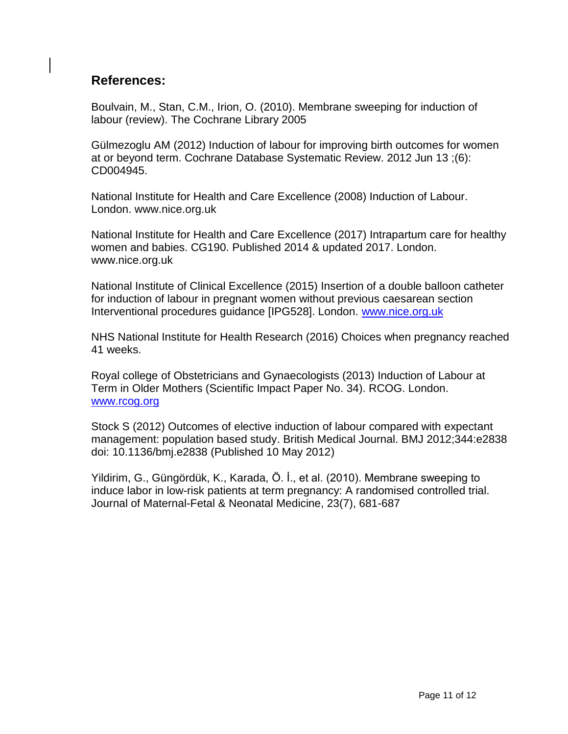## References:

Boulvain, M., Stan, C.M., Irion, O. (2010). Membrane sweeping for induction of labour (review). The Cochrane Library 2005

Gülmezoglu AM (2012) Induction of labour for improving birth outcomes for women at or beyond term. Cochrane Database Systematic Review. 2012 Jun 13 ;(6): CD004945.

National Institute for Health and Care Excellence (2008) Induction of Labour. London. www.nice.org.uk

National Institute for Health and Care Excellence (2017) Intrapartum care for healthy women and babies. CG190. Published 2014 & updated 2017. London. www.nice.org.uk

National Institute of Clinical Excellence (2015) Insertion of a double balloon catheter for induction of labour in pregnant women without previous caesarean section Interventional procedures guidance [IPG528]. London. www.nice.org.uk

NHS National Institute for Health Research (2016) Choices when pregnancy reached 41 weeks.

Royal college of Obstetricians and Gynaecologists (2013) Induction of Labour at Term in Older Mothers (Scientific Impact Paper No. 34). RCOG. London. www.rcog.org

Stock S (2012) Outcomes of elective induction of labour compared with expectant management: population based study. British Medical Journal. BMJ 2012;344:e2838 doi: 10.1136/bmj.e2838 (Published 10 May 2012)

Yildirim, G., Güngördük, K., Karada, Ö. İ., et al. (2010). Membrane sweeping to induce labor in low-risk patients at term pregnancy: A randomised controlled trial. Journal of Maternal-Fetal & Neonatal Medicine, 23(7), 681-687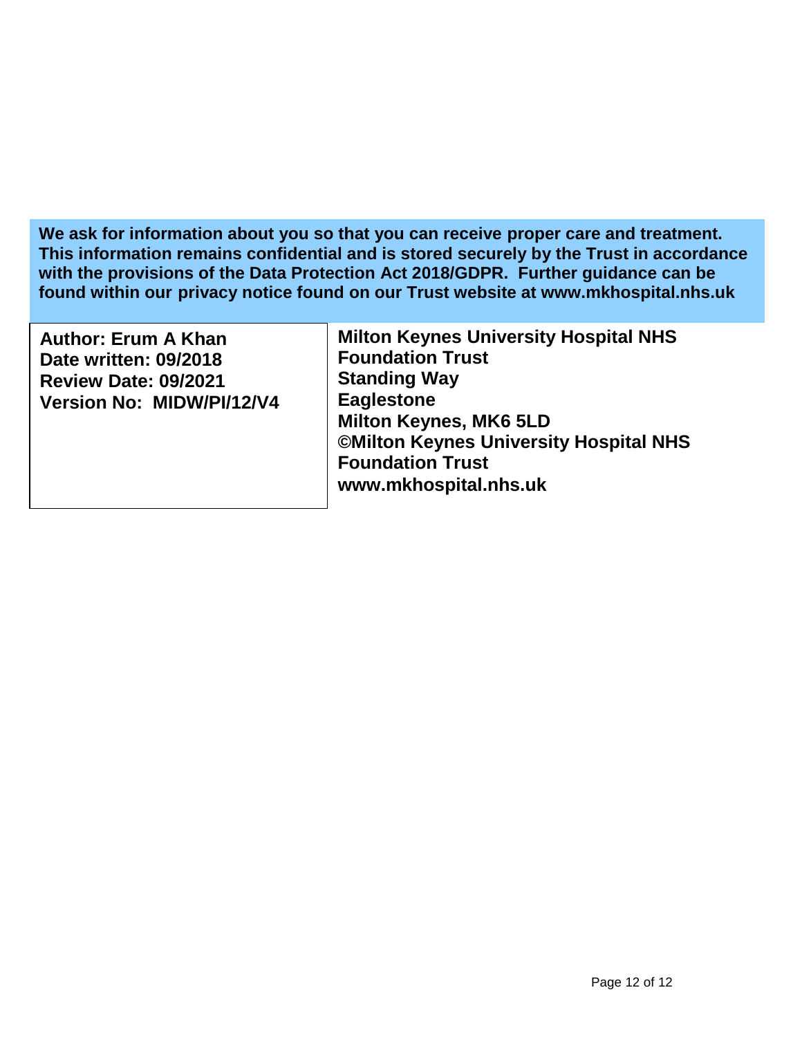**We ask for information about you so that you can receive proper care and treatment. This information remains confidential and is stored securely by the Trust in accordance with the provisions of the Data Protection Act 2018/GDPR. Further guidance can be found within our privacy notice found on our Trust website at www.mkhospital.nhs.uk**

| | |
|---|---|
| **Author: Erum A Khan**<br>**Date written: 09/2018**<br>**Review Date: 09/2021**<br>**Version No: MIDW/PI/12/V4** | **Milton Keynes University Hospital NHS Foundation Trust**<br>**Standing Way**<br>**Eaglestone**<br>**Milton Keynes, MK6 5LD**<br>**©Milton Keynes University Hospital NHS Foundation Trust**<br>**www.mkhospital.nhs.uk** |